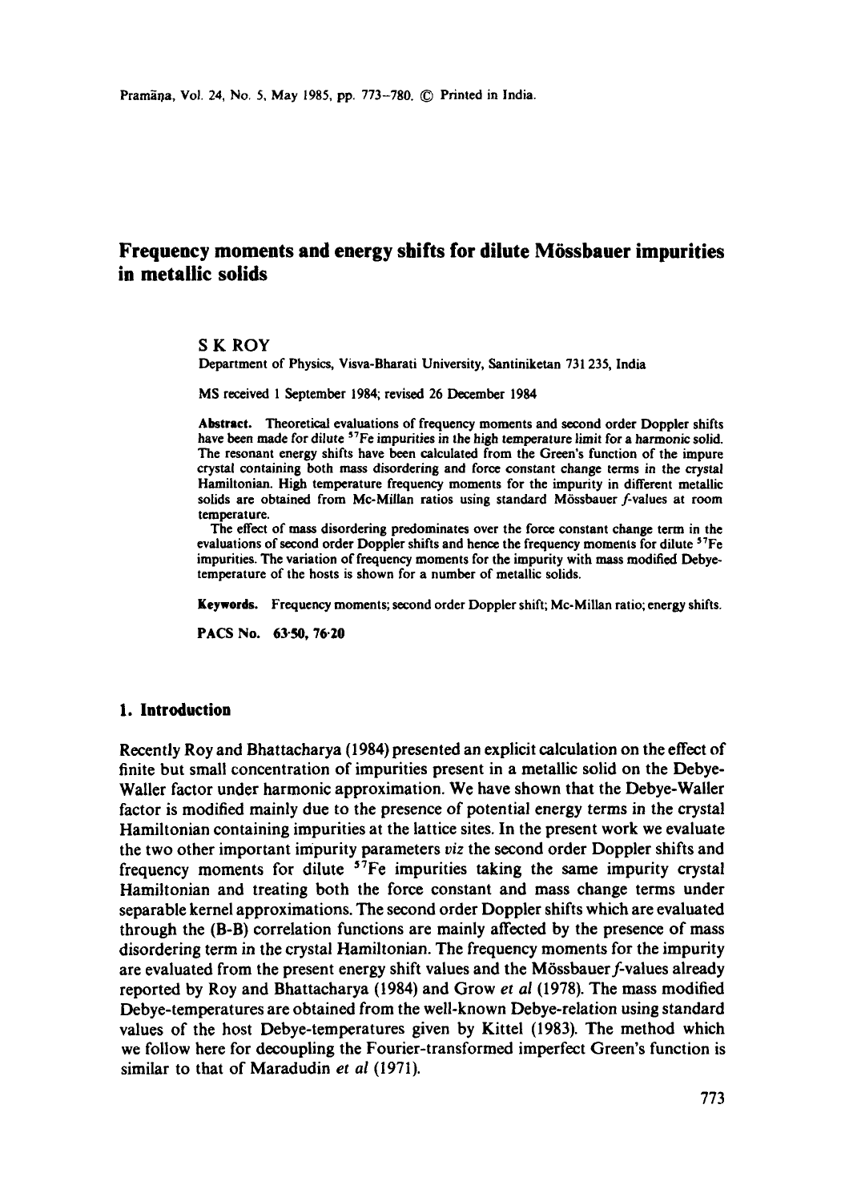# Frequency moments and energy shifts for dilute Mössbauer impurities in metallic solids

S K ROY

Department of Physics, Visva-Bharati University, Santiniketan 731 235, India

MS received 1 September 1984; revised 26 December 1984

**Abstract.** Theoretical evaluations of frequency moments and second order Doppler shifts have been made for dilute $^{57}Fe$ impurities in the high temperature limit for a harmonic solid. The resonant energy shifts have been calculated from the Green's function of the impure crystal containing both mass disordering and force constant change terms in the crystal Hamiltonian. High temperature frequency moments for the impurity in different metallic solids are obtained from Mc-Millan ratios using standard Mössbauer $f$-values at room temperature.

The effect of mass disordering predominates over the force constant change term in the evaluations of second order Doppler shifts and hence the frequency moments for dilute $^{57}Fe$ impurities. The variation of frequency moments for the impurity with mass modified Debye-temperature of the hosts is shown for a number of metallic solids.

**Keywords.** Frequency moments; second order Doppler shift; Mc-Millan ratio; energy shifts.

**PACS No.** 63·50, 76·20

## 1. Introduction

Recently Roy and Bhattacharya (1984) presented an explicit calculation on the effect of finite but small concentration of impurities present in a metallic solid on the Debye-Waller factor under harmonic approximation. We have shown that the Debye-Waller factor is modified mainly due to the presence of potential energy terms in the crystal Hamiltonian containing impurities at the lattice sites. In the present work we evaluate the two other important impurity parameters *viz* the second order Doppler shifts and frequency moments for dilute $^{57}Fe$ impurities taking the same impurity crystal Hamiltonian and treating both the force constant and mass change terms under separable kernel approximations. The second order Doppler shifts which are evaluated through the (B-B) correlation functions are mainly affected by the presence of mass disordering term in the crystal Hamiltonian. The frequency moments for the impurity are evaluated from the present energy shift values and the Mössbauer $f$-values already reported by Roy and Bhattacharya (1984) and Grow *et al* (1978). The mass modified Debye-temperatures are obtained from the well-known Debye-relation using standard values of the host Debye-temperatures given by Kittel (1983). The method which we follow here for decoupling the Fourier-transformed imperfect Green's function is similar to that of Maradudin *et al* (1971).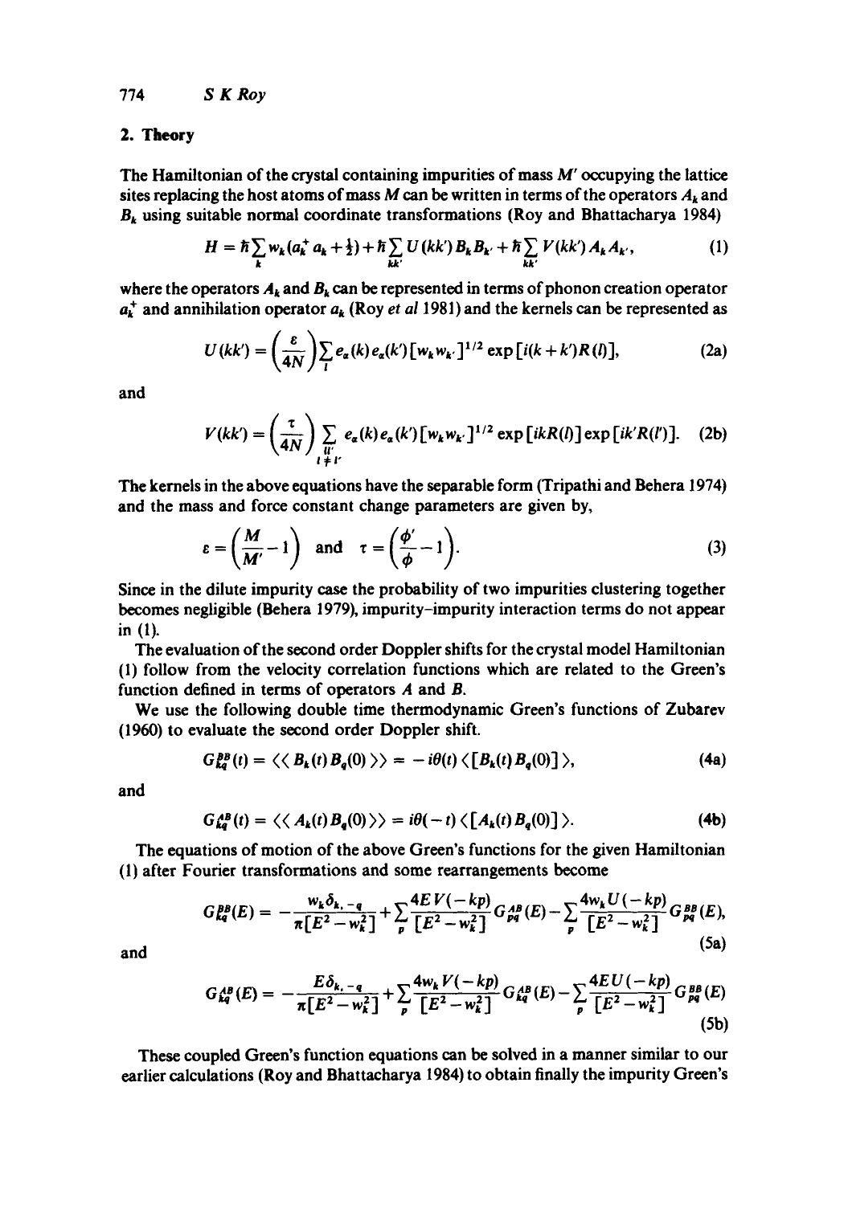## 2. Theory

The Hamiltonian of the crystal containing impurities of mass $M'$ occupying the lattice sites replacing the host atoms of mass $M$ can be written in terms of the operators $A_k$ and $B_k$ using suitable normal coordinate transformations (Roy and Bhattacharya 1984)

$$H = \hbar \sum_k w_k (a_k^+ a_k + \tfrac{1}{2}) + \hbar \sum_{kk'} U(kk') B_k B_{k'} + \hbar \sum_{kk'} V(kk') A_k A_{k'}, \tag{1}$$

where the operators $A_k$ and $B_k$ can be represented in terms of phonon creation operator $a_k^+$ and annihilation operator $a_k$ (Roy *et al* 1981) and the kernels can be represented as

$$U(kk') = \left(\frac{\varepsilon}{4N}\right) \sum_l e_\alpha(k) e_\alpha(k') [w_k w_{k'}]^{1/2} \exp[i(k+k')R(l)], \tag{2a}$$

and

$$V(kk') = \left(\frac{\tau}{4N}\right) \sum_{\substack{ll' \\ l \neq l'}} e_\alpha(k) e_\alpha(k') [w_k w_{k'}]^{1/2} \exp[ikR(l)] \exp[ik'R(l')]. \tag{2b}$$

The kernels in the above equations have the separable form (Tripathi and Behera 1974) and the mass and force constant change parameters are given by,

$$\varepsilon = \left(\frac{M}{M'} - 1\right) \quad \text{and} \quad \tau = \left(\frac{\phi'}{\phi} - 1\right). \tag{3}$$

Since in the dilute impurity case the probability of two impurities clustering together becomes negligible (Behera 1979), impurity–impurity interaction terms do not appear in (1).

The evaluation of the second order Doppler shifts for the crystal model Hamiltonian (1) follow from the velocity correlation functions which are related to the Green's function defined in terms of operators $A$ and $B$.

We use the following double time thermodynamic Green's functions of Zubarev (1960) to evaluate the second order Doppler shift.

$$G_{kq}^{BB}(t) = \langle\langle B_k(t) B_q(0) \rangle\rangle = -i\theta(t) \langle [B_k(t) B_q(0)] \rangle, \tag{4a}$$

and

$$G_{kq}^{AB}(t) = \langle\langle A_k(t) B_q(0) \rangle\rangle = i\theta(-t) \langle [A_k(t) B_q(0)] \rangle. \tag{4b}$$

The equations of motion of the above Green's functions for the given Hamiltonian (1) after Fourier transformations and some rearrangements become

$$G_{kq}^{BB}(E) = -\frac{w_k \delta_{k,-q}}{\pi[E^2 - w_k^2]} + \sum_p \frac{4EV(-kp)}{[E^2 - w_k^2]} G_{pq}^{AB}(E) - \sum_p \frac{4w_k U(-kp)}{[E^2 - w_k^2]} G_{pq}^{BB}(E), \tag{5a}$$

and

$$G_{kq}^{AB}(E) = -\frac{E\delta_{k,-q}}{\pi[E^2 - w_k^2]} + \sum_p \frac{4w_k V(-kp)}{[E^2 - w_k^2]} G_{kq}^{AB}(E) - \sum_p \frac{4EU(-kp)}{[E^2 - w_k^2]} G_{pq}^{BB}(E) \tag{5b}$$

These coupled Green's function equations can be solved in a manner similar to our earlier calculations (Roy and Bhattacharya 1984) to obtain finally the impurity Green's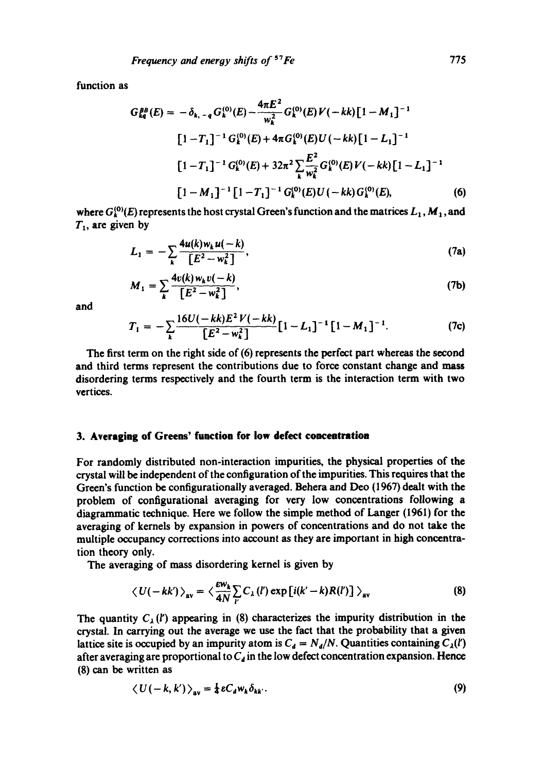function as

$$
\begin{aligned}
G_{kq}^{BB}(E) = & -\delta_{k,-q} G_k^{(0)}(E) - \frac{4\pi E^2}{w_k^2} G_k^{(0)}(E) V(-kk)[1-M_1]^{-1} \\
& [1-T_1]^{-1} G_k^{(0)}(E) + 4\pi G_k^{(0)}(E) U(-kk)[1-L_1]^{-1} \\
& [1-T_1]^{-1} G_k^{(0)}(E) + 32\pi^2 \sum_k \frac{E^2}{w_k^2} G_k^{(0)}(E) V(-kk)[1-L_1]^{-1} \\
& [1-M_1]^{-1}[1-T_1]^{-1} G_k^{(0)}(E) U(-kk) G_k^{(0)}(E),
\end{aligned}
\tag{6}
$$

where $G_k^{(0)}(E)$ represents the host crystal Green's function and the matrices $L_1$, $M_1$, and $T_1$, are given by

$$
L_1 = -\sum_k \frac{4u(k) w_k u(-k)}{[E^2 - w_k^2]}, \tag{7a}
$$

$$
M_1 = \sum_k \frac{4v(k) w_k v(-k)}{[E^2 - w_k^2]}, \tag{7b}
$$

and

$$
T_1 = -\sum_k \frac{16U(-kk)E^2 V(-kk)}{[E^2 - w_k^2]} [1-L_1]^{-1}[1-M_1]^{-1}. \tag{7c}
$$

The first term on the right side of (6) represents the perfect part whereas the second and third terms represent the contributions due to force constant change and mass disordering terms respectively and the fourth term is the interaction term with two vertices.

## 3. Averaging of Greens' function for low defect concentration

For randomly distributed non-interaction impurities, the physical properties of the crystal will be independent of the configuration of the impurities. This requires that the Green's function be configurationally averaged. Behera and Deo (1967) dealt with the problem of configurational averaging for very low concentrations following a diagrammatic technique. Here we follow the simple method of Langer (1961) for the averaging of kernels by expansion in powers of concentrations and do not take the multiple occupancy corrections into account as they are important in high concentration theory only.

The averaging of mass disordering kernel is given by

$$
\langle U(-kk') \rangle_{av} = \langle \frac{\varepsilon w_k}{4N} \sum_{l'} C_\lambda(l') \exp[i(k'-k)R(l')] \rangle_{av} \tag{8}
$$

The quantity $C_\lambda(l')$ appearing in (8) characterizes the impurity distribution in the crystal. In carrying out the average we use the fact that the probability that a given lattice site is occupied by an impurity atom is $C_d = N_d/N$. Quantities containing $C_\lambda(l')$ after averaging are proportional to $C_d$ in the low defect concentration expansion. Hence (8) can be written as

$$
\langle U(-k, k') \rangle_{av} = \tfrac{1}{4} \varepsilon C_d w_k \delta_{kk'}. \tag{9}
$$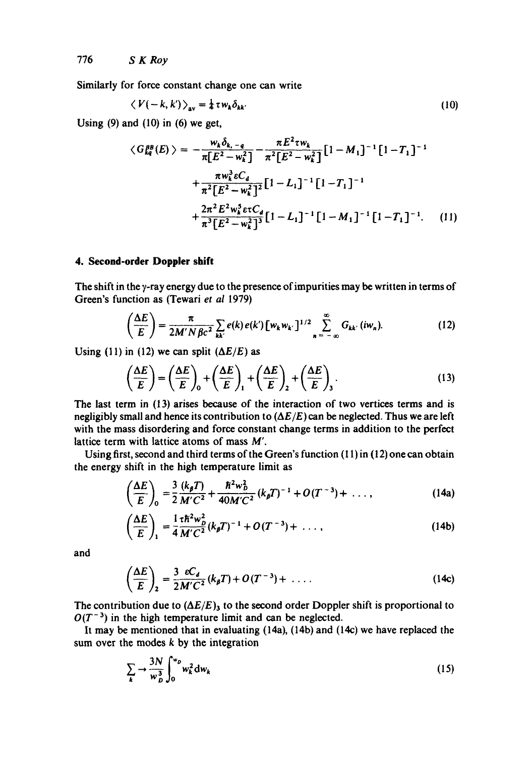Similarly for force constant change one can write

$$\langle V(-k, k') \rangle_{\text{av}} = \tfrac{1}{4} \tau w_k \delta_{kk'} \tag{10}$$

Using (9) and (10) in (6) we get,

$$\begin{aligned}
\langle G_{kq}^{\beta B}(E) \rangle = & -\frac{w_k \delta_{k,-q}}{\pi [E^2 - w_k^2]} - \frac{\pi E^2 \tau w_k}{\pi^2 [E^2 - w_k^2]} [1 - M_1]^{-1} [1 - T_1]^{-1} \\
& + \frac{\pi w_k^3 \varepsilon C_d}{\pi^2 [E^2 - w_k^2]^2} [1 - L_1]^{-1} [1 - T_1]^{-1} \\
& + \frac{2\pi^2 E^2 w_k^5 \varepsilon \tau C_d}{\pi^3 [E^2 - w_k^2]^3} [1 - L_1]^{-1} [1 - M_1]^{-1} [1 - T_1]^{-1}.
\end{aligned} \tag{11}$$

## 4. Second-order Doppler shift

The shift in the γ-ray energy due to the presence of impurities may be written in terms of Green's function as (Tewari *et al* 1979)

$$\left(\frac{\Delta E}{E}\right) = \frac{\pi}{2M' N \beta c^2} \sum_{kk'} e(k) e(k') [w_k w_{k'}]^{1/2} \sum_{n=-\infty}^{\infty} G_{kk'}(iw_n). \tag{12}$$

Using (11) in (12) we can split $(\Delta E/E)$ as

$$\left(\frac{\Delta E}{E}\right) = \left(\frac{\Delta E}{E}\right)_0 + \left(\frac{\Delta E}{E}\right)_1 + \left(\frac{\Delta E}{E}\right)_2 + \left(\frac{\Delta E}{E}\right)_3. \tag{13}$$

The last term in (13) arises because of the interaction of two vertices terms and is negligibly small and hence its contribution to $(\Delta E/E)$ can be neglected. Thus we are left with the mass disordering and force constant change terms in addition to the perfect lattice term with lattice atoms of mass $M'$.

Using first, second and third terms of the Green's function (11) in (12) one can obtain the energy shift in the high temperature limit as

$$\left(\frac{\Delta E}{E}\right)_0 = \frac{3}{2} \frac{(k_\beta T)}{M' C^2} + \frac{\hbar^2 w_D^2}{40 M' C^2} (k_\beta T)^{-1} + O(T^{-3}) + \ldots, \tag{14a}$$

$$\left(\frac{\Delta E}{E}\right)_1 = \frac{1}{4} \frac{\tau \hbar^2 w_D^2}{M' C^2} (k_\beta T)^{-1} + O(T^{-3}) + \ldots, \tag{14b}$$

and

$$\left(\frac{\Delta E}{E}\right)_2 = \frac{3}{2} \frac{\varepsilon C_d}{M' C^2} (k_\beta T) + O(T^{-3}) + \ldots. \tag{14c}$$

The contribution due to $(\Delta E/E)_3$ to the second order Doppler shift is proportional to $O(T^{-3})$ in the high temperature limit and can be neglected.

It may be mentioned that in evaluating (14a), (14b) and (14c) we have replaced the sum over the modes $k$ by the integration

$$\sum_k \rightarrow \frac{3N}{w_D^3} \int_0^{w_D} w_k^2 \, dw_k \tag{15}$$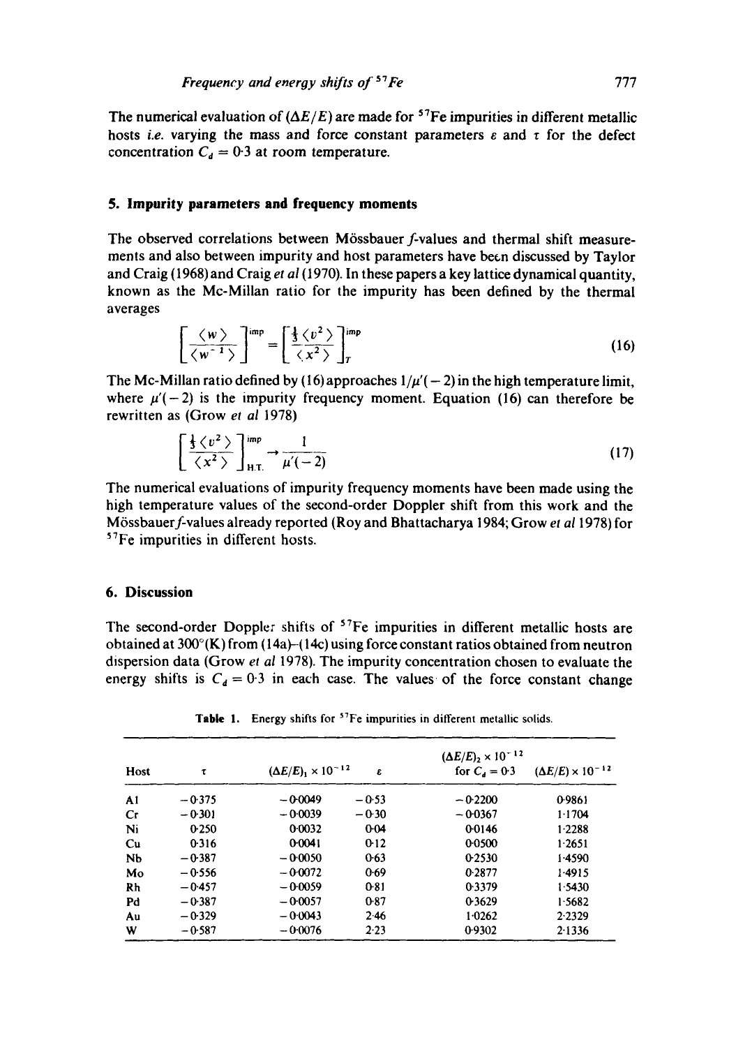The numerical evaluation of $(\Delta E/E)$ are made for $^{57}$Fe impurities in different metallic hosts *i.e.* varying the mass and force constant parameters $\varepsilon$ and $\tau$ for the defect concentration $C_d = 0{\cdot}3$ at room temperature.

## 5. Impurity parameters and frequency moments

The observed correlations between Mössbauer *f*-values and thermal shift measurements and also between impurity and host parameters have been discussed by Taylor and Craig (1968) and Craig *et al* (1970). In these papers a key lattice dynamical quantity, known as the Mc-Millan ratio for the impurity has been defined by the thermal averages

$$\left[\frac{\langle w \rangle}{\langle w^{-1} \rangle}\right]^{imp} = \left[\frac{\frac{1}{3}\langle v^2 \rangle}{\langle x^2 \rangle}\right]_T^{imp} \tag{16}$$

The Mc-Millan ratio defined by (16) approaches $1/\mu'(-2)$ in the high temperature limit, where $\mu'(-2)$ is the impurity frequency moment. Equation (16) can therefore be rewritten as (Grow *et al* 1978)

$$\left[\frac{\frac{1}{3}\langle v^2 \rangle}{\langle x^2 \rangle}\right]_{\mathrm{H.T.}}^{imp} \rightarrow \frac{1}{\mu'(-2)} \tag{17}$$

The numerical evaluations of impurity frequency moments have been made using the high temperature values of the second-order Doppler shift from this work and the Mössbauer *f*-values already reported (Roy and Bhattacharya 1984; Grow *et al* 1978) for $^{57}$Fe impurities in different hosts.

## 6. Discussion

The second-order Doppler shifts of $^{57}$Fe impurities in different metallic hosts are obtained at 300°(K) from (14a)–(14c) using force constant ratios obtained from neutron dispersion data (Grow *et al* 1978). The impurity concentration chosen to evaluate the energy shifts is $C_d = 0{\cdot}3$ in each case. The values of the force constant change

**Table 1.** Energy shifts for $^{57}$Fe impurities in different metallic solids.

| Host | $\tau$ | $(\Delta E/E)_1 \times 10^{-12}$ | $\varepsilon$ | $(\Delta E/E)_2 \times 10^{-12}$ for $C_d = 0{\cdot}3$ | $(\Delta E/E) \times 10^{-12}$ |
|---|---|---|---|---|---|
| Al | −0·375 | −0·0049 | −0·53 | −0·2200 | 0·9861 |
| Cr | −0·301 | −0·0039 | −0·30 | −0·0367 | 1·1704 |
| Ni | 0·250 | 0·0032 | 0·04 | 0·0146 | 1·2288 |
| Cu | 0·316 | 0·0041 | 0·12 | 0·0500 | 1·2651 |
| Nb | −0·387 | −0·0050 | 0·63 | 0·2530 | 1·4590 |
| Mo | −0·556 | −0·0072 | 0·69 | 0·2877 | 1·4915 |
| Rh | −0·457 | −0·0059 | 0·81 | 0·3379 | 1·5430 |
| Pd | −0·387 | −0·0057 | 0·87 | 0·3629 | 1·5682 |
| Au | −0·329 | −0·0043 | 2·46 | 1·0262 | 2·2329 |
| W | −0·587 | −0·0076 | 2·23 | 0·9302 | 2·1336 |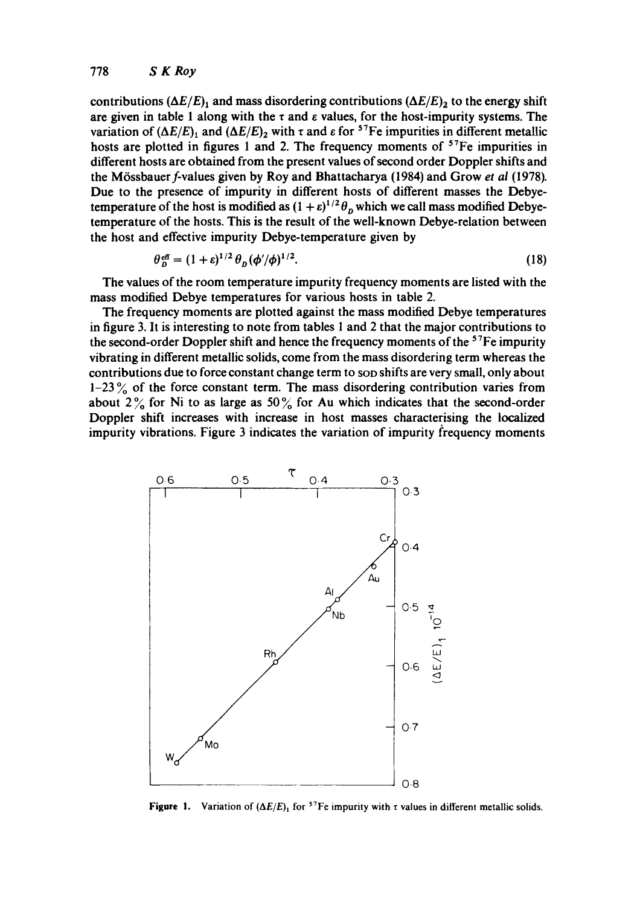contributions $(\Delta E/E)_1$ and mass disordering contributions $(\Delta E/E)_2$ to the energy shift are given in table 1 along with the $\tau$ and $\varepsilon$ values, for the host-impurity systems. The variation of $(\Delta E/E)_1$ and $(\Delta E/E)_2$ with $\tau$ and $\varepsilon$ for $^{57}Fe$ impurities in different metallic hosts are plotted in figures 1 and 2. The frequency moments of $^{57}Fe$ impurities in different hosts are obtained from the present values of second order Doppler shifts and the Mössbauer $f$-values given by Roy and Bhattacharya (1984) and Grow *et al* (1978). Due to the presence of impurity in different hosts of different masses the Debye-temperature of the host is modified as $(1+\varepsilon)^{1/2}\theta_D$ which we call mass modified Debye-temperature of the hosts. This is the result of the well-known Debye-relation between the host and effective impurity Debye-temperature given by

$$\theta_D^{\text{eff}} = (1+\varepsilon)^{1/2}\,\theta_D\,(\phi'/\phi)^{1/2}. \tag{18}$$

The values of the room temperature impurity frequency moments are listed with the mass modified Debye temperatures for various hosts in table 2.

The frequency moments are plotted against the mass modified Debye temperatures in figure 3. It is interesting to note from tables 1 and 2 that the major contributions to the second-order Doppler shift and hence the frequency moments of the $^{57}Fe$ impurity vibrating in different metallic solids, come from the mass disordering term whereas the contributions due to force constant change term to SOD shifts are very small, only about 1–23 % of the force constant term. The mass disordering contribution varies from about 2 % for Ni to as large as 50 % for Au which indicates that the second-order Doppler shift increases with increase in host masses characterising the localized impurity vibrations. Figure 3 indicates the variation of impurity frequency moments

**Figure 1.** Variation of $(\Delta E/E)_1$ for $^{57}Fe$ impurity with $\tau$ values in different metallic solids.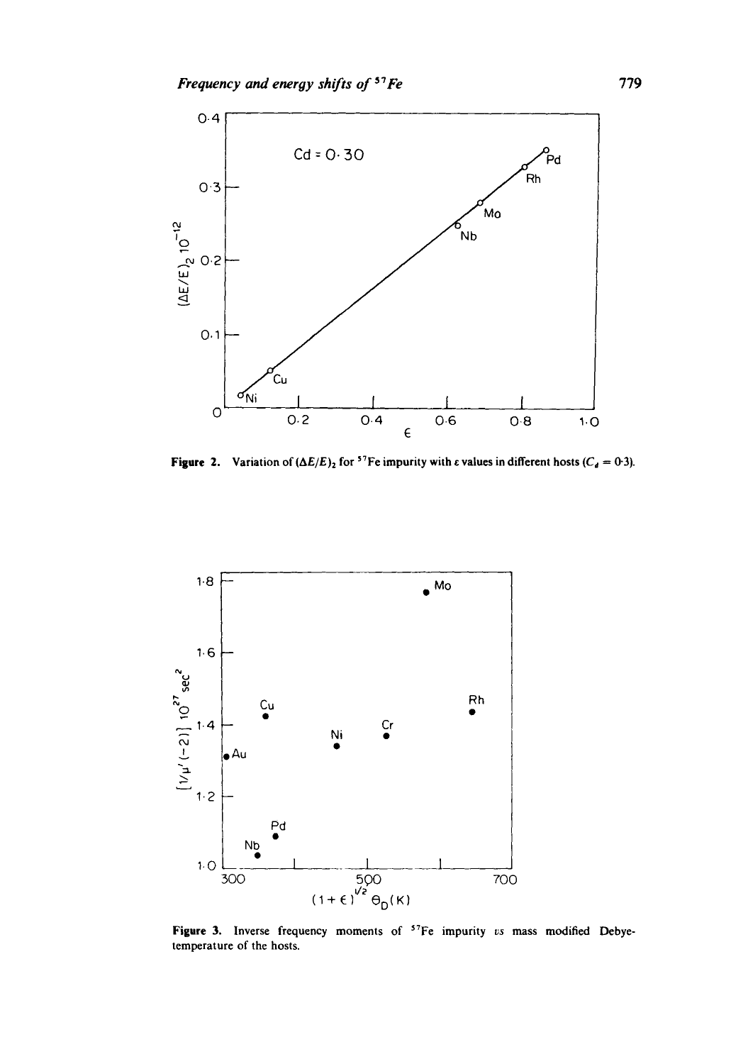**Figure 2.** Variation of $(\Delta E/E)_2$ for $^{57}Fe$ impurity with $\varepsilon$ values in different hosts ($C_d = 0.3$).

**Figure 3.** Inverse frequency moments of $^{57}Fe$ impurity *vs* mass modified Debye-temperature of the hosts.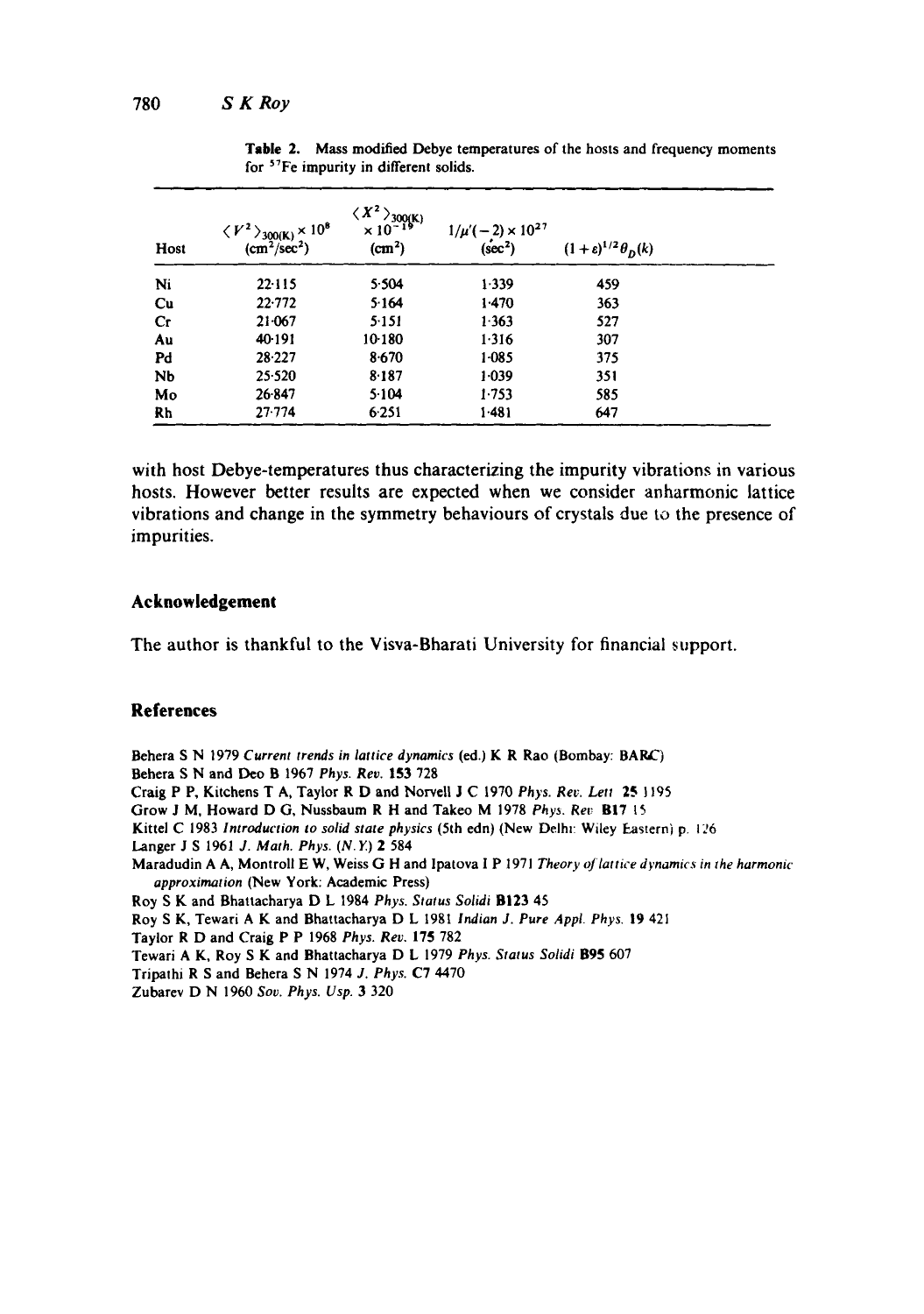**Table 2.** Mass modified Debye temperatures of the hosts and frequency moments for $^{57}$Fe impurity in different solids.

| Host | $\langle V^2 \rangle_{300(K)} \times 10^8$ (cm$^2$/sec$^2$) | $\langle X^2 \rangle_{300(K)} \times 10^{-19}$ (cm$^2$) | $1/\mu'(-2) \times 10^{27}$ (sec$^2$) | $(1+\varepsilon)^{1/2}\theta_D(k)$ |
|---|---|---|---|---|
| Ni | 22·115 | 5·504 | 1·339 | 459 |
| Cu | 22·772 | 5·164 | 1·470 | 363 |
| Cr | 21·067 | 5·151 | 1·363 | 527 |
| Au | 40·191 | 10·180 | 1·316 | 307 |
| Pd | 28·227 | 8·670 | 1·085 | 375 |
| Nb | 25·520 | 8·187 | 1·039 | 351 |
| Mo | 26·847 | 5·104 | 1·753 | 585 |
| Rh | 27·774 | 6·251 | 1·481 | 647 |

with host Debye-temperatures thus characterizing the impurity vibrations in various hosts. However better results are expected when we consider anharmonic lattice vibrations and change in the symmetry behaviours of crystals due to the presence of impurities.

## Acknowledgement

The author is thankful to the Visva-Bharati University for financial support.

## References

Behera S N 1979 *Current trends in lattice dynamics* (ed.) K R Rao (Bombay: BARC)

Behera S N and Deo B 1967 *Phys. Rev.* **153** 728

Craig P P, Kitchens T A, Taylor R D and Norvell J C 1970 *Phys. Rev. Lett* **25** 1195

Grow J M, Howard D G, Nussbaum R H and Takeo M 1978 *Phys. Rev* **B17** 15

Kittel C 1983 *Introduction to solid state physics* (5th edn) (New Delhi: Wiley Eastern) p. 126

Langer J S 1961 *J. Math. Phys. (N.Y.)* **2** 584

Maradudin A A, Montroll E W, Weiss G H and Ipatova I P 1971 *Theory of lattice dynamics in the harmonic approximation* (New York: Academic Press)

Roy S K and Bhattacharya D L 1984 *Phys. Status Solidi* **B123** 45

Roy S K, Tewari A K and Bhattacharya D L 1981 *Indian J. Pure Appl. Phys.* **19** 421

Taylor R D and Craig P P 1968 *Phys. Rev.* **175** 782

Tewari A K, Roy S K and Bhattacharya D L 1979 *Phys. Status Solidi* **B95** 607

Tripathi R S and Behera S N 1974 *J. Phys.* **C7** 4470

Zubarev D N 1960 *Sov. Phys. Usp.* **3** 320